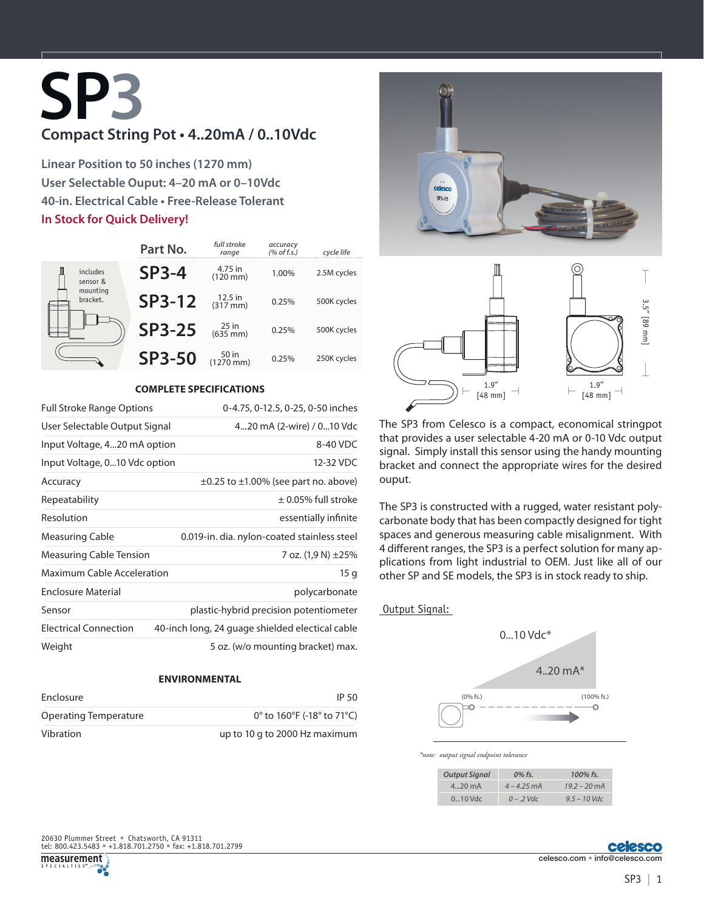# SP3

## Compact String Pot • 4..20mA / 0..10Vdc

**Linear Position to 50 inches (1270 mm)**
**User Selectable Ouput: 4–20 mA or 0–10Vdc**
**40-in. Electrical Cable • Free-Release Tolerant**
**In Stock for Quick Delivery!**

includes sensor & mounting bracket.

| Part No. | *full stroke range* | *accuracy (% of f.s.)* | *cycle life* |
|---|---|---|---|
| **SP3-4** | 4.75 in (120 mm) | 1.00% | 2.5M cycles |
| **SP3-12** | 12.5 in (317 mm) | 0.25% | 500K cycles |
| **SP3-25** | 25 in (635 mm) | 0.25% | 500K cycles |
| **SP3-50** | 50 in (1270 mm) | 0.25% | 250K cycles |

### COMPLETE SPECIFICATIONS

| | |
|---|---|
| Full Stroke Range Options | 0-4.75, 0-12.5, 0-25, 0-50 inches |
| User Selectable Output Signal | 4...20 mA (2-wire) / 0...10 Vdc |
| Input Voltage, 4...20 mA option | 8-40 VDC |
| Input Voltage, 0...10 Vdc option | 12-32 VDC |
| Accuracy | ±0.25 to ±1.00% (see part no. above) |
| Repeatability | ± 0.05% full stroke |
| Resolution | essentially infinite |
| Measuring Cable | 0.019-in. dia. nylon-coated stainless steel |
| Measuring Cable Tension | 7 oz. (1,9 N) ±25% |
| Maximum Cable Acceleration | 15 g |
| Enclosure Material | polycarbonate |
| Sensor | plastic-hybrid precision potentiometer |
| Electrical Connection | 40-inch long, 24 guage shielded electical cable |
| Weight | 5 oz. (w/o mounting bracket) max. |

### ENVIRONMENTAL

| | |
|---|---|
| Enclosure | IP 50 |
| Operating Temperature | 0° to 160°F (-18° to 71°C) |
| Vibration | up to 10 g to 2000 Hz maximum |

1.9" [48 mm] 1.9" [48 mm] 3.5" [89 mm]

The SP3 from Celesco is a compact, economical stringpot that provides a user selectable 4-20 mA or 0-10 Vdc output signal. Simply install this sensor using the handy mounting bracket and connect the appropriate wires for the desired ouput.

The SP3 is constructed with a rugged, water resistant polycarbonate body that has been compactly designed for tight spaces and generous measuring cable misalignment. With 4 different ranges, the SP3 is a perfect solution for many applications from light industrial to OEM. Just like all of our other SP and SE models, the SP3 is in stock ready to ship.

Output Signal:

0...10 Vdc*

4..20 mA*

(0% fs.) (100% fs.)

*\*note: output signal endpoint tolerance*

| Output Signal | 0% fs. | 100% fs. |
|---|---|---|
| 4...20 mA | *4 – 4.25 mA* | *19.2 – 20 mA* |
| 0...10 Vdc | *0 – .2 Vdc* | *9.5 – 10 Vdc* |

20630 Plummer Street • Chatsworth, CA 91311
tel: 800.423.5483 • +1.818.701.2750 • fax: +1.818.701.2799

celesco.com • info@celesco.com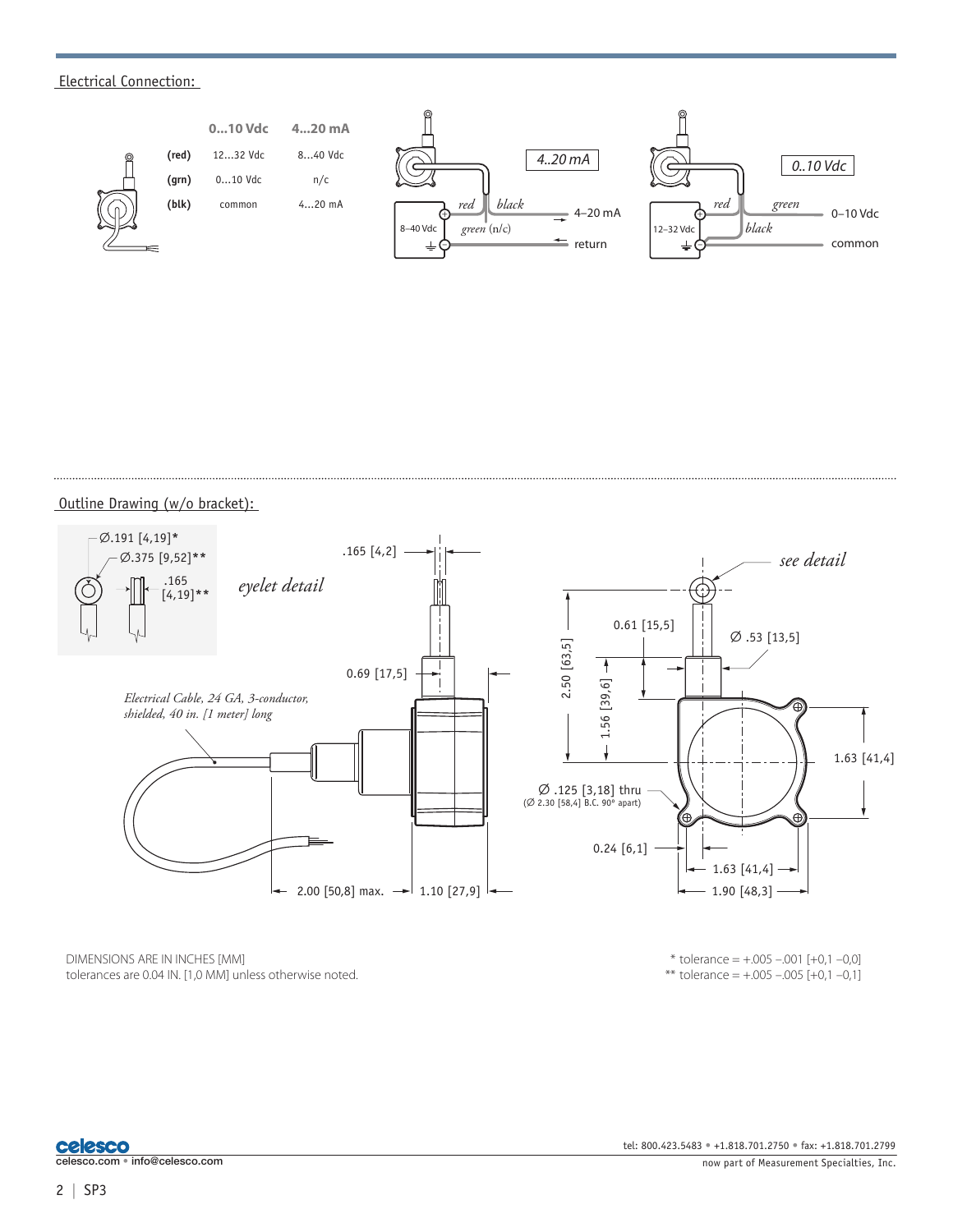## Electrical Connection:

| | 0...10 Vdc | 4...20 mA |
|---|---|---|
| (red) | 12...32 Vdc | 8...40 Vdc |
| (grn) | 0...10 Vdc | n/c |
| (blk) | common | 4...20 mA |

4..20 mA: 8–40 Vdc; red (+); black → 4–20 mA; green (n/c); (−) ← return

0..10 Vdc: 12–32 Vdc; red (+); green → 0–10 Vdc; black (−) → common

## Outline Drawing (w/o bracket):

*eyelet detail*: Ø.191 [4,19]*, Ø.375 [9,52]**, .165 [4,19]**

.165 [4,2]

0.69 [17,5]

*Electrical Cable, 24 GA, 3-conductor, shielded, 40 in. [1 meter] long*

2.00 [50,8] max.

1.10 [27,9]

*see detail*

0.61 [15,5]

Ø .53 [13,5]

2.50 [63,5]

1.56 [39,6]

1.63 [41,4]

Ø .125 [3,18] thru (Ø 2.30 [58,4] B.C. 90° apart)

0.24 [6,1]

1.63 [41,4]

1.90 [48,3]

DIMENSIONS ARE IN INCHES [MM]
tolerances are 0.04 IN. [1,0 MM] unless otherwise noted.

* tolerance = +.005 –.001 [+0,1 –0,0]
** tolerance = +.005 –.005 [+0,1 –0,1]

celesco.com • info@celesco.com

tel: 800.423.5483 • +1.818.701.2750 • fax: +1.818.701.2799
now part of Measurement Specialties, Inc.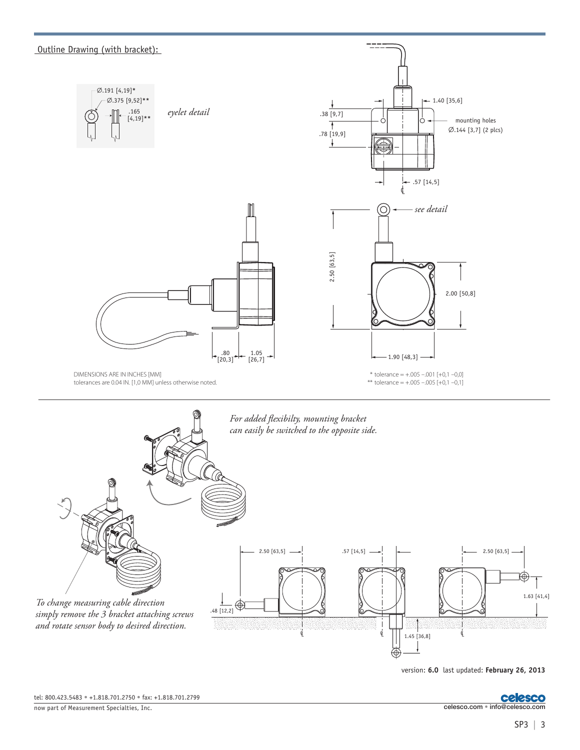## Outline Drawing (with bracket):

Ø.191 [4,19]*
Ø.375 [9,52]**
.165 [4,19]**

*eyelet detail*

.38 [9,7]
.78 [19,9]
1.40 [35,6]
mounting holes Ø.144 [3,7] (2 plcs)
.57 [14,5]

*see detail*

2.50 [63,5]
2.00 [50,8]
1.90 [48,3]
.80 [20,3]
1.05 [26,7]

DIMENSIONS ARE IN INCHES [MM]
tolerances are 0.04 IN. [1,0 MM] unless otherwise noted.

* tolerance = +.005 –.001 [+0,1 –0,0]
** tolerance = +.005 –.005 [+0,1 –0,1]

*For added flexibilty, mounting bracket can easily be switched to the opposite side.*

*To change measuring cable direction simply remove the 3 bracket attaching screws and rotate sensor body to desired direction.*

2.50 [63,5]
.57 [14,5]
2.50 [63,5]
.48 [12,2]
1.63 [41,4]
1.45 [36,8]

version: **6.0** last updated: **February 26, 2013**

tel: 800.423.5483 • +1.818.701.2750 • fax: +1.818.701.2799
now part of Measurement Specialties, Inc.

celesco
celesco.com • info@celesco.com